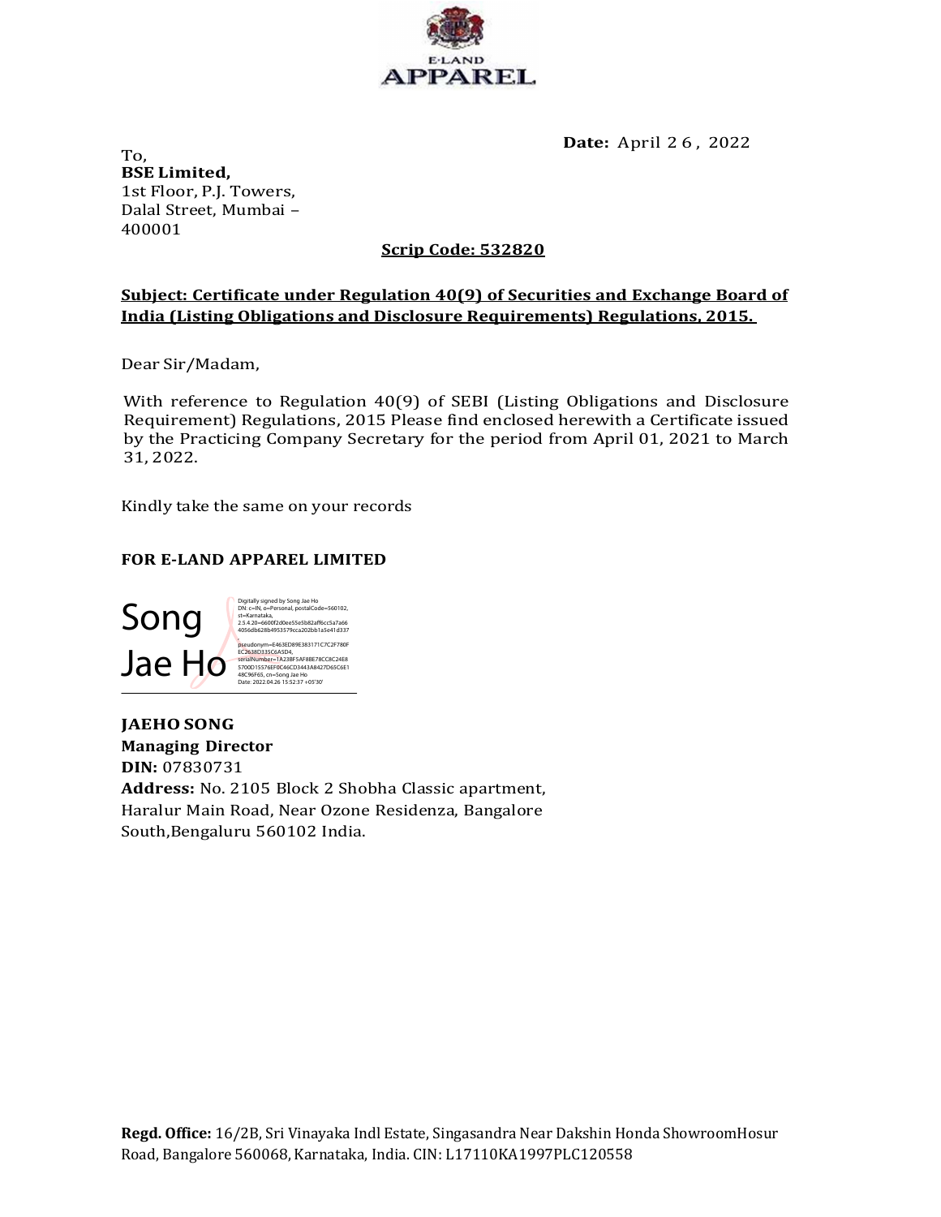E-LAND
APPAREL

**Date:** April 26, 2022

To,
**BSE Limited,**
1st Floor, P.J. Towers,
Dalal Street, Mumbai – 400001

**Scrip Code: 532820**

**Subject: Certificate under Regulation 40(9) of Securities and Exchange Board of India (Listing Obligations and Disclosure Requirements) Regulations, 2015.**

Dear Sir/Madam,

With reference to Regulation 40(9) of SEBI (Listing Obligations and Disclosure Requirement) Regulations, 2015 Please find enclosed herewith a Certificate issued by the Practicing Company Secretary for the period from April 01, 2021 to March 31, 2022.

Kindly take the same on your records

**FOR E-LAND APPAREL LIMITED**

Song Jae Ho

Digitally signed by Song Jae Ho
DN: c=IN, o=Personal, postalCode=560102, st=Karnataka, 2.5.4.20=6600f2d0ee55e5b82aff6cc5a7a664056db628b4953579cca202bb1a5e41d337, pseudonym=E463ED89E383171C7C2F780FEC2638D335C6A5D4, serialNumber=1A23BF5AF8BE78CC8C24E85700D15576EF0C46CD3443A8427D65C6E148C96F65, cn=Song Jae Ho
Date: 2022.04.26 15:52:37 +05'30'

**JAEHO SONG**
**Managing Director**
**DIN:** 07830731
**Address:** No. 2105 Block 2 Shobha Classic apartment, Haralur Main Road, Near Ozone Residenza, Bangalore South, Bengaluru 560102 India.

**Regd. Office:** 16/2B, Sri Vinayaka Indl Estate, Singasandra Near Dakshin Honda ShowroomHosur Road, Bangalore 560068, Karnataka, India. CIN: L17110KA1997PLC120558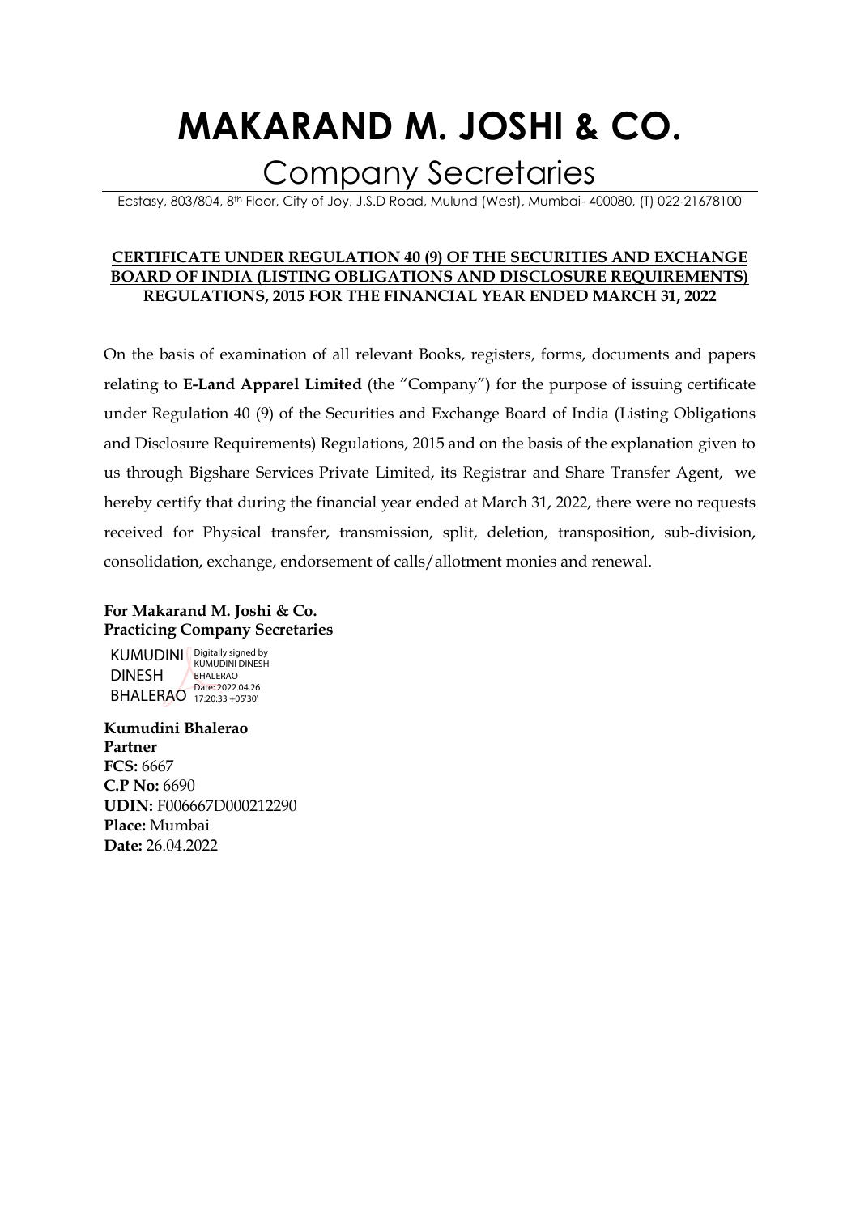# MAKARAND M. JOSHI & CO.

## Company Secretaries

Ecstasy, 803/804, 8th Floor, City of Joy, J.S.D Road, Mulund (West), Mumbai- 400080, (T) 022-21678100

**CERTIFICATE UNDER REGULATION 40 (9) OF THE SECURITIES AND EXCHANGE BOARD OF INDIA (LISTING OBLIGATIONS AND DISCLOSURE REQUIREMENTS) REGULATIONS, 2015 FOR THE FINANCIAL YEAR ENDED MARCH 31, 2022**

On the basis of examination of all relevant Books, registers, forms, documents and papers relating to **E-Land Apparel Limited** (the "Company") for the purpose of issuing certificate under Regulation 40 (9) of the Securities and Exchange Board of India (Listing Obligations and Disclosure Requirements) Regulations, 2015 and on the basis of the explanation given to us through Bigshare Services Private Limited, its Registrar and Share Transfer Agent, we hereby certify that during the financial year ended at March 31, 2022, there were no requests received for Physical transfer, transmission, split, deletion, transposition, sub-division, consolidation, exchange, endorsement of calls/allotment monies and renewal.

**For Makarand M. Joshi & Co.**
**Practicing Company Secretaries**

KUMUDINI DINESH BHALERAO
Digitally signed by KUMUDINI DINESH BHALERAO
Date: 2022.04.26 17:20:33 +05'30'

**Kumudini Bhalerao**
**Partner**
**FCS:** 6667
**C.P No:** 6690
**UDIN:** F006667D000212290
**Place:** Mumbai
**Date:** 26.04.2022